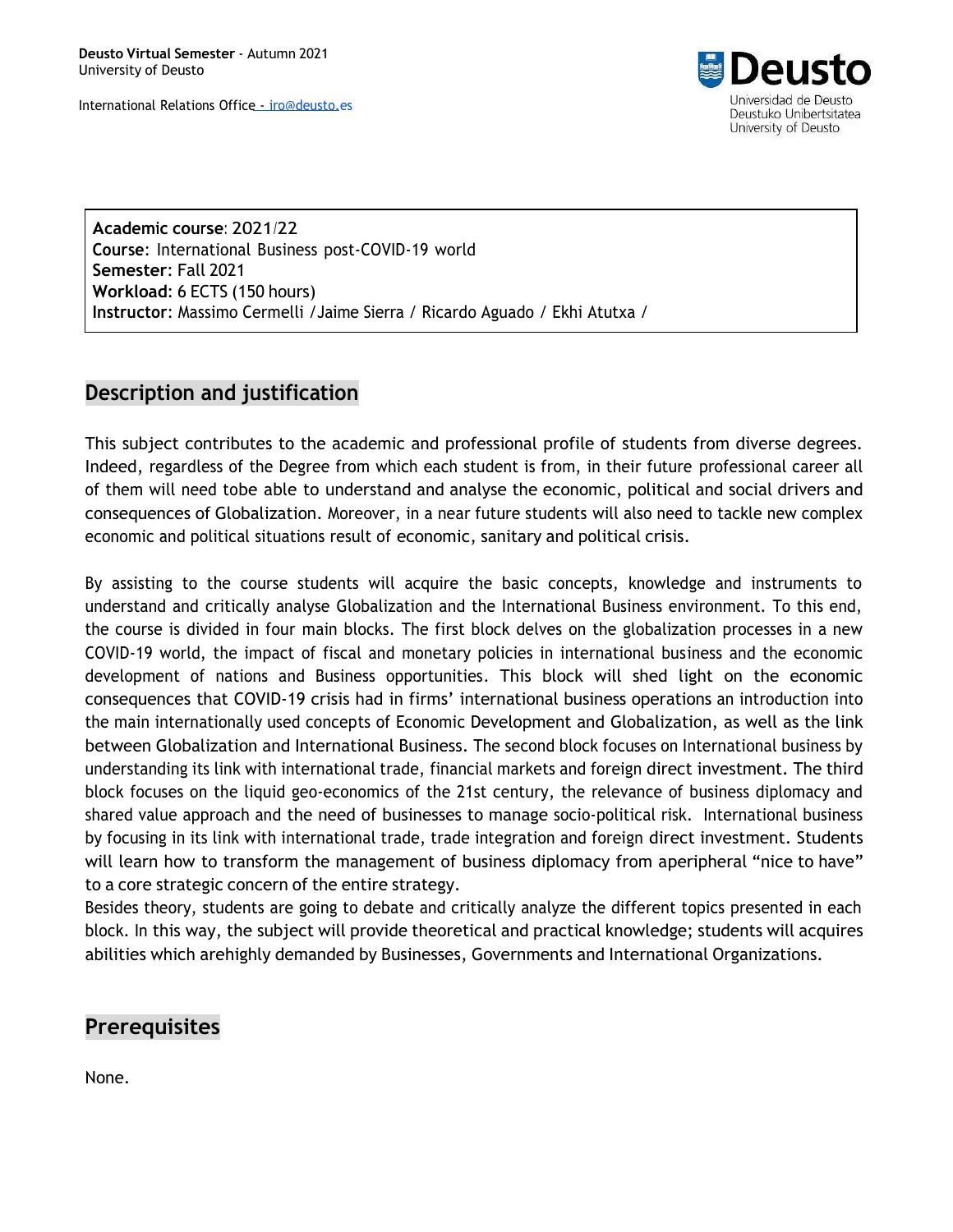**Deusto Virtual Semester** - Autumn 2021
University of Deusto

International Relations Office - iro@deusto.es

Deusto
Universidad de Deusto
Deustuko Unibertsitatea
University of Deusto

**Academic course**: 2021/22
**Course**: International Business post-COVID-19 world
**Semester**: Fall 2021
**Workload**: 6 ECTS (150 hours)
**Instructor**: Massimo Cermelli /Jaime Sierra / Ricardo Aguado / Ekhi Atutxa /

## Description and justification

This subject contributes to the academic and professional profile of students from diverse degrees. Indeed, regardless of the Degree from which each student is from, in their future professional career all of them will need tobe able to understand and analyse the economic, political and social drivers and consequences of Globalization. Moreover, in a near future students will also need to tackle new complex economic and political situations result of economic, sanitary and political crisis.

By assisting to the course students will acquire the basic concepts, knowledge and instruments to understand and critically analyse Globalization and the International Business environment. To this end, the course is divided in four main blocks. The first block delves on the globalization processes in a new COVID-19 world, the impact of fiscal and monetary policies in international business and the economic development of nations and Business opportunities. This block will shed light on the economic consequences that COVID-19 crisis had in firms' international business operations an introduction into the main internationally used concepts of Economic Development and Globalization, as well as the link between Globalization and International Business. The second block focuses on International business by understanding its link with international trade, financial markets and foreign direct investment. The third block focuses on the liquid geo-economics of the 21st century, the relevance of business diplomacy and shared value approach and the need of businesses to manage socio-political risk. International business by focusing in its link with international trade, trade integration and foreign direct investment. Students will learn how to transform the management of business diplomacy from aperipheral "nice to have" to a core strategic concern of the entire strategy.
Besides theory, students are going to debate and critically analyze the different topics presented in each block. In this way, the subject will provide theoretical and practical knowledge; students will acquires abilities which arehighly demanded by Businesses, Governments and International Organizations.

## Prerequisites

None.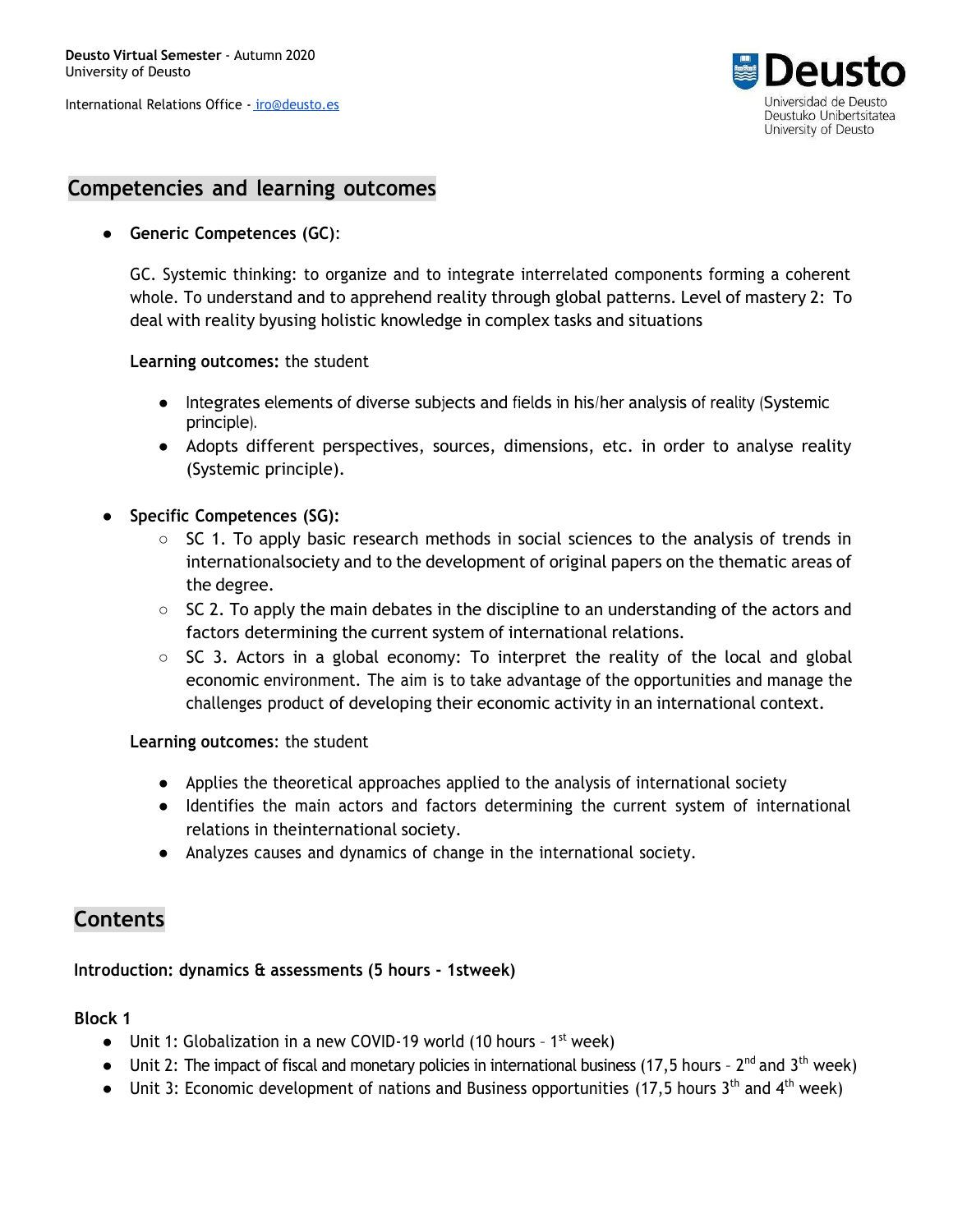## Competencies and learning outcomes

- **Generic Competences (GC)**:

  GC. Systemic thinking: to organize and to integrate interrelated components forming a coherent whole. To understand and to apprehend reality through global patterns. Level of mastery 2: To deal with reality byusing holistic knowledge in complex tasks and situations

  **Learning outcomes:** the student

  - Integrates elements of diverse subjects and fields in his/her analysis of reality (Systemic principle).
  - Adopts different perspectives, sources, dimensions, etc. in order to analyse reality (Systemic principle).

- **Specific Competences (SG):**
  - SC 1. To apply basic research methods in social sciences to the analysis of trends in internationalsociety and to the development of original papers on the thematic areas of the degree.
  - SC 2. To apply the main debates in the discipline to an understanding of the actors and factors determining the current system of international relations.
  - SC 3. Actors in a global economy: To interpret the reality of the local and global economic environment. The aim is to take advantage of the opportunities and manage the challenges product of developing their economic activity in an international context.

  **Learning outcomes**: the student

  - Applies the theoretical approaches applied to the analysis of international society
  - Identifies the main actors and factors determining the current system of international relations in theinternational society.
  - Analyzes causes and dynamics of change in the international society.

## Contents

**Introduction: dynamics & assessments (5 hours - 1stweek)**

**Block 1**

- Unit 1: Globalization in a new COVID-19 world (10 hours – 1st week)
- Unit 2: The impact of fiscal and monetary policies in international business (17,5 hours – 2nd and 3th week)
- Unit 3: Economic development of nations and Business opportunities (17,5 hours 3th and 4th week)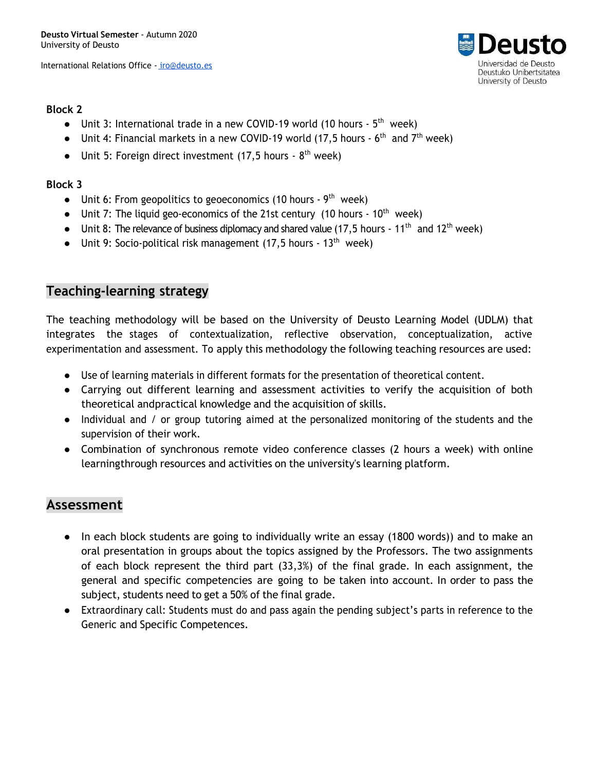### Block 2

- Unit 3: International trade in a new COVID-19 world (10 hours - 5th week)
- Unit 4: Financial markets in a new COVID-19 world (17,5 hours - 6th and 7th week)
- Unit 5: Foreign direct investment (17,5 hours - 8th week)

### Block 3

- Unit 6: From geopolitics to geoeconomics (10 hours - 9th week)
- Unit 7: The liquid geo-economics of the 21st century (10 hours - 10th week)
- Unit 8: The relevance of business diplomacy and shared value (17,5 hours - 11th and 12th week)
- Unit 9: Socio-political risk management (17,5 hours - 13th week)

## Teaching-learning strategy

The teaching methodology will be based on the University of Deusto Learning Model (UDLM) that integrates the stages of contextualization, reflective observation, conceptualization, active experimentation and assessment. To apply this methodology the following teaching resources are used:

- Use of learning materials in different formats for the presentation of theoretical content.
- Carrying out different learning and assessment activities to verify the acquisition of both theoretical andpractical knowledge and the acquisition of skills.
- Individual and / or group tutoring aimed at the personalized monitoring of the students and the supervision of their work.
- Combination of synchronous remote video conference classes (2 hours a week) with online learningthrough resources and activities on the university's learning platform.

## Assessment

- In each block students are going to individually write an essay (1800 words)) and to make an oral presentation in groups about the topics assigned by the Professors. The two assignments of each block represent the third part (33,3%) of the final grade. In each assignment, the general and specific competencies are going to be taken into account. In order to pass the subject, students need to get a 50% of the final grade.
- Extraordinary call: Students must do and pass again the pending subject's parts in reference to the Generic and Specific Competences.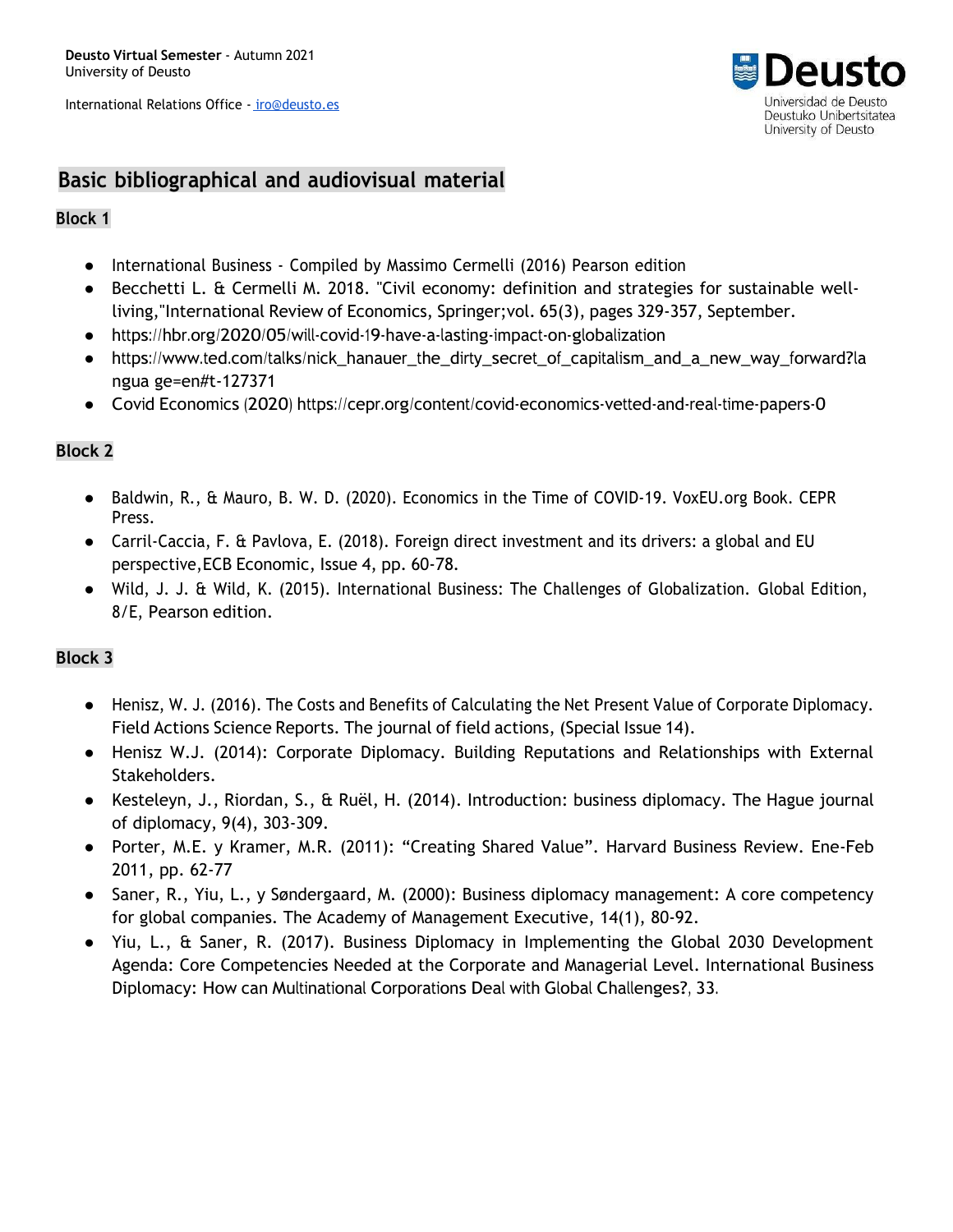## Basic bibliographical and audiovisual material

### Block 1

- International Business - Compiled by Massimo Cermelli (2016) Pearson edition
- Becchetti L. & Cermelli M. 2018. "Civil economy: definition and strategies for sustainable well-living,"International Review of Economics, Springer;vol. 65(3), pages 329-357, September.
- https://hbr.org/2020/05/will-covid-19-have-a-lasting-impact-on-globalization
- https://www.ted.com/talks/nick_hanauer_the_dirty_secret_of_capitalism_and_a_new_way_forward?langua ge=en#t-127371
- Covid Economics (2020) https://cepr.org/content/covid-economics-vetted-and-real-time-papers-0

### Block 2

- Baldwin, R., & Mauro, B. W. D. (2020). Economics in the Time of COVID-19. VoxEU.org Book. CEPR Press.
- Carril-Caccia, F. & Pavlova, E. (2018). Foreign direct investment and its drivers: a global and EU perspective,ECB Economic, Issue 4, pp. 60-78.
- Wild, J. J. & Wild, K. (2015). International Business: The Challenges of Globalization. Global Edition, 8/E, Pearson edition.

### Block 3

- Henisz, W. J. (2016). The Costs and Benefits of Calculating the Net Present Value of Corporate Diplomacy. Field Actions Science Reports. The journal of field actions, (Special Issue 14).
- Henisz W.J. (2014): Corporate Diplomacy. Building Reputations and Relationships with External Stakeholders.
- Kesteleyn, J., Riordan, S., & Ruël, H. (2014). Introduction: business diplomacy. The Hague journal of diplomacy, 9(4), 303-309.
- Porter, M.E. y Kramer, M.R. (2011): "Creating Shared Value". Harvard Business Review. Ene-Feb 2011, pp. 62-77
- Saner, R., Yiu, L., y Søndergaard, M. (2000): Business diplomacy management: A core competency for global companies. The Academy of Management Executive, 14(1), 80-92.
- Yiu, L., & Saner, R. (2017). Business Diplomacy in Implementing the Global 2030 Development Agenda: Core Competencies Needed at the Corporate and Managerial Level. International Business Diplomacy: How can Multinational Corporations Deal with Global Challenges?, 33.